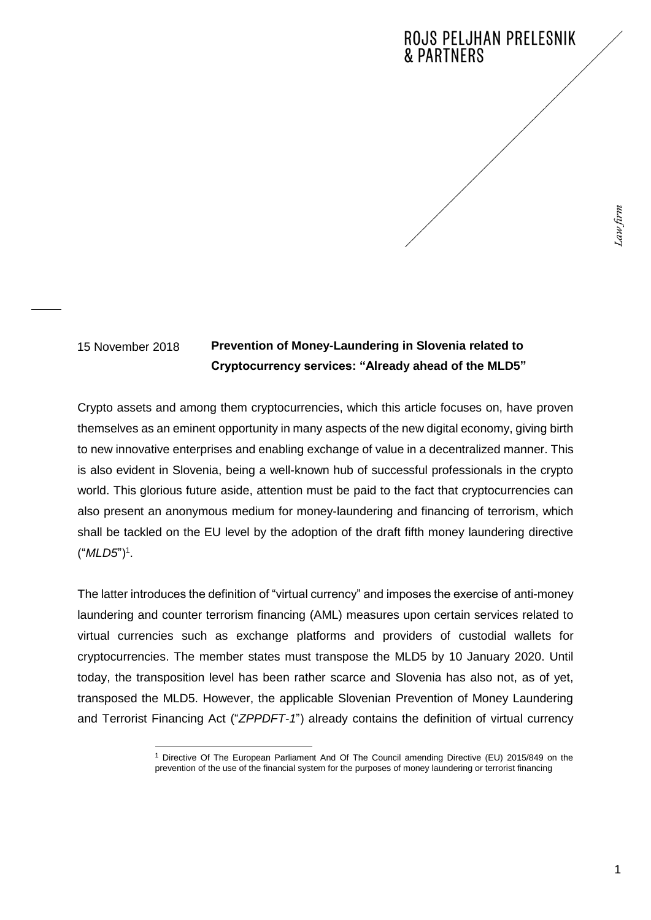ROJS PELJHAN PRELESNIK & PARTNERS

*Law firm*

15 November 2018

# Prevention of Money-Laundering in Slovenia related to Cryptocurrency services: "Already ahead of the MLD5"

Crypto assets and among them cryptocurrencies, which this article focuses on, have proven themselves as an eminent opportunity in many aspects of the new digital economy, giving birth to new innovative enterprises and enabling exchange of value in a decentralized manner. This is also evident in Slovenia, being a well-known hub of successful professionals in the crypto world. This glorious future aside, attention must be paid to the fact that cryptocurrencies can also present an anonymous medium for money-laundering and financing of terrorism, which shall be tackled on the EU level by the adoption of the draft fifth money laundering directive ("*MLD5*")[1].

The latter introduces the definition of "virtual currency" and imposes the exercise of anti-money laundering and counter terrorism financing (AML) measures upon certain services related to virtual currencies such as exchange platforms and providers of custodial wallets for cryptocurrencies. The member states must transpose the MLD5 by 10 January 2020. Until today, the transposition level has been rather scarce and Slovenia has also not, as of yet, transposed the MLD5. However, the applicable Slovenian Prevention of Money Laundering and Terrorist Financing Act ("*ZPPDFT-1*") already contains the definition of virtual currency

[1] Directive Of The European Parliament And Of The Council amending Directive (EU) 2015/849 on the prevention of the use of the financial system for the purposes of money laundering or terrorist financing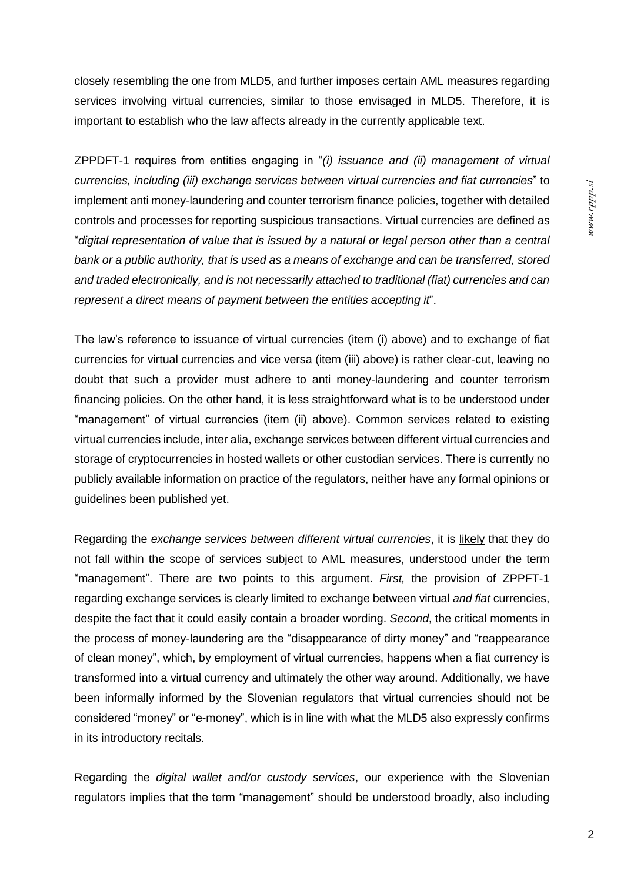closely resembling the one from MLD5, and further imposes certain AML measures regarding services involving virtual currencies, similar to those envisaged in MLD5. Therefore, it is important to establish who the law affects already in the currently applicable text.

ZPPDFT-1 requires from entities engaging in "*(i) issuance and (ii) management of virtual currencies, including (iii) exchange services between virtual currencies and fiat currencies*" to implement anti money-laundering and counter terrorism finance policies, together with detailed controls and processes for reporting suspicious transactions. Virtual currencies are defined as "*digital representation of value that is issued by a natural or legal person other than a central bank or a public authority, that is used as a means of exchange and can be transferred, stored and traded electronically, and is not necessarily attached to traditional (fiat) currencies and can represent a direct means of payment between the entities accepting it*".

The law's reference to issuance of virtual currencies (item (i) above) and to exchange of fiat currencies for virtual currencies and vice versa (item (iii) above) is rather clear-cut, leaving no doubt that such a provider must adhere to anti money-laundering and counter terrorism financing policies. On the other hand, it is less straightforward what is to be understood under "management" of virtual currencies (item (ii) above). Common services related to existing virtual currencies include, inter alia, exchange services between different virtual currencies and storage of cryptocurrencies in hosted wallets or other custodian services. There is currently no publicly available information on practice of the regulators, neither have any formal opinions or guidelines been published yet.

Regarding the *exchange services between different virtual currencies*, it is likely that they do not fall within the scope of services subject to AML measures, understood under the term "management". There are two points to this argument. *First,* the provision of ZPPFT-1 regarding exchange services is clearly limited to exchange between virtual *and fiat* currencies, despite the fact that it could easily contain a broader wording. *Second*, the critical moments in the process of money-laundering are the "disappearance of dirty money" and "reappearance of clean money", which, by employment of virtual currencies, happens when a fiat currency is transformed into a virtual currency and ultimately the other way around. Additionally, we have been informally informed by the Slovenian regulators that virtual currencies should not be considered "money" or "e-money", which is in line with what the MLD5 also expressly confirms in its introductory recitals.

Regarding the *digital wallet and/or custody services*, our experience with the Slovenian regulators implies that the term "management" should be understood broadly, also including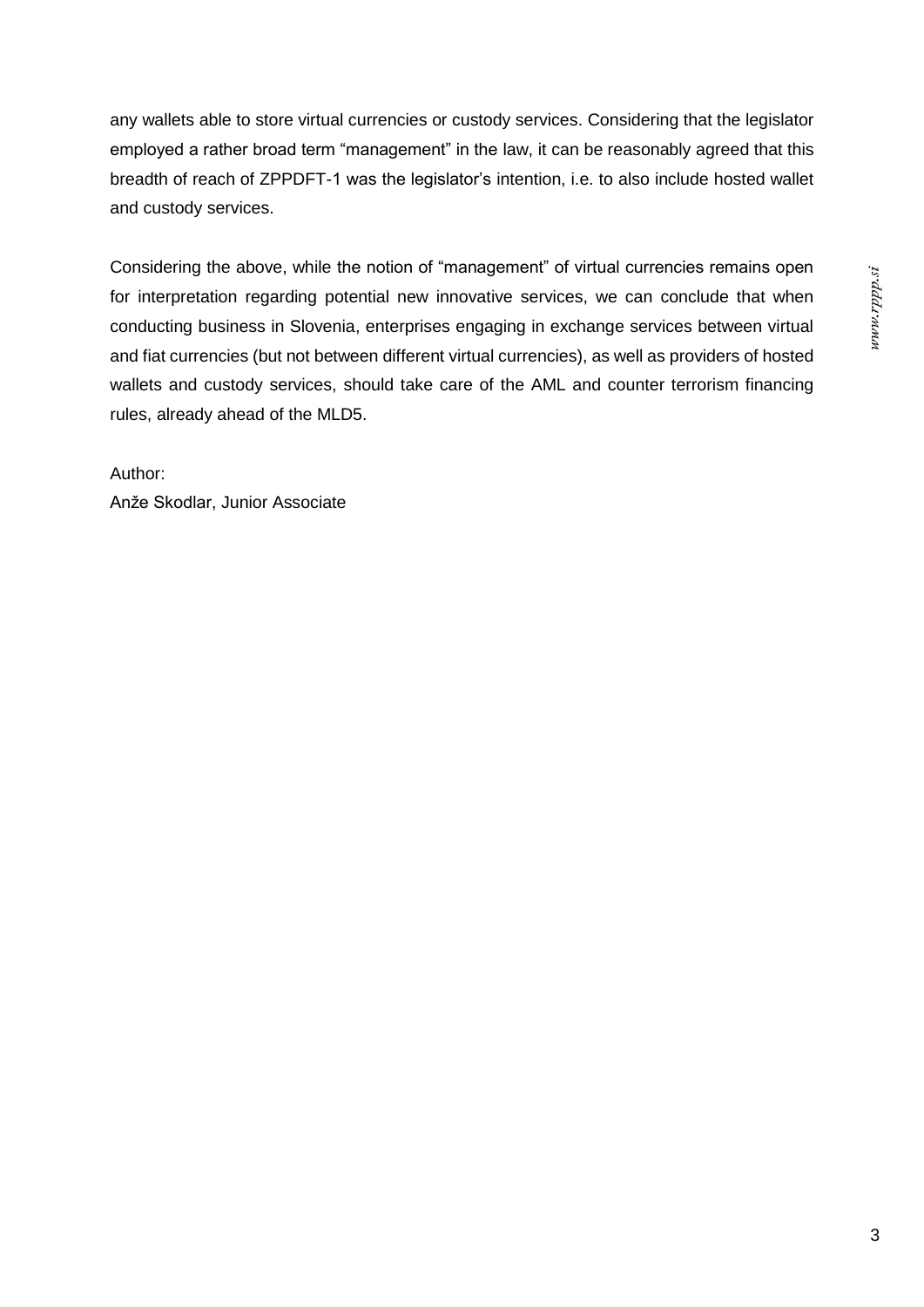any wallets able to store virtual currencies or custody services. Considering that the legislator employed a rather broad term "management" in the law, it can be reasonably agreed that this breadth of reach of ZPPDFT-1 was the legislator's intention, i.e. to also include hosted wallet and custody services.

Considering the above, while the notion of "management" of virtual currencies remains open for interpretation regarding potential new innovative services, we can conclude that when conducting business in Slovenia, enterprises engaging in exchange services between virtual and fiat currencies (but not between different virtual currencies), as well as providers of hosted wallets and custody services, should take care of the AML and counter terrorism financing rules, already ahead of the MLD5.

Author:
Anže Skodlar, Junior Associate